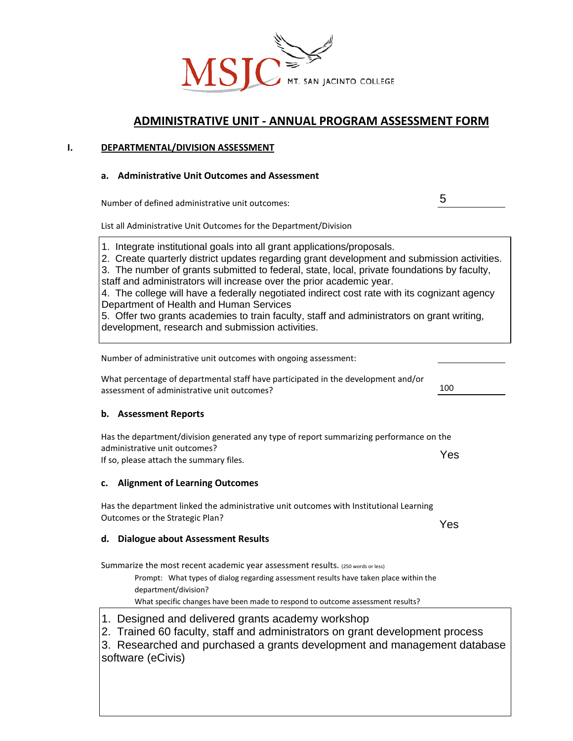MSJC MT. SAN JACINTO COLLEGE

# ADMINISTRATIVE UNIT - ANNUAL PROGRAM ASSESSMENT FORM

## I. DEPARTMENTAL/DIVISION ASSESSMENT

### a. Administrative Unit Outcomes and Assessment

Number of defined administrative unit outcomes: 5

List all Administrative Unit Outcomes for the Department/Division

1. Integrate institutional goals into all grant applications/proposals.
2. Create quarterly district updates regarding grant development and submission activities.
3. The number of grants submitted to federal, state, local, private foundations by faculty, staff and administrators will increase over the prior academic year.
4. The college will have a federally negotiated indirect cost rate with its cognizant agency Department of Health and Human Services
5. Offer two grants academies to train faculty, staff and administrators on grant writing, development, research and submission activities.

Number of administrative unit outcomes with ongoing assessment: ____________

What percentage of departmental staff have participated in the development and/or assessment of administrative unit outcomes? 100

### b. Assessment Reports

Has the department/division generated any type of report summarizing performance on the administrative unit outcomes?
If so, please attach the summary files. Yes

### c. Alignment of Learning Outcomes

Has the department linked the administrative unit outcomes with Institutional Learning Outcomes or the Strategic Plan? Yes

### d. Dialogue about Assessment Results

Summarize the most recent academic year assessment results. (250 words or less)

Prompt: What types of dialog regarding assessment results have taken place within the department/division?
What specific changes have been made to respond to outcome assessment results?

1. Designed and delivered grants academy workshop
2. Trained 60 faculty, staff and administrators on grant development process
3. Researched and purchased a grants development and management database software (eCivis)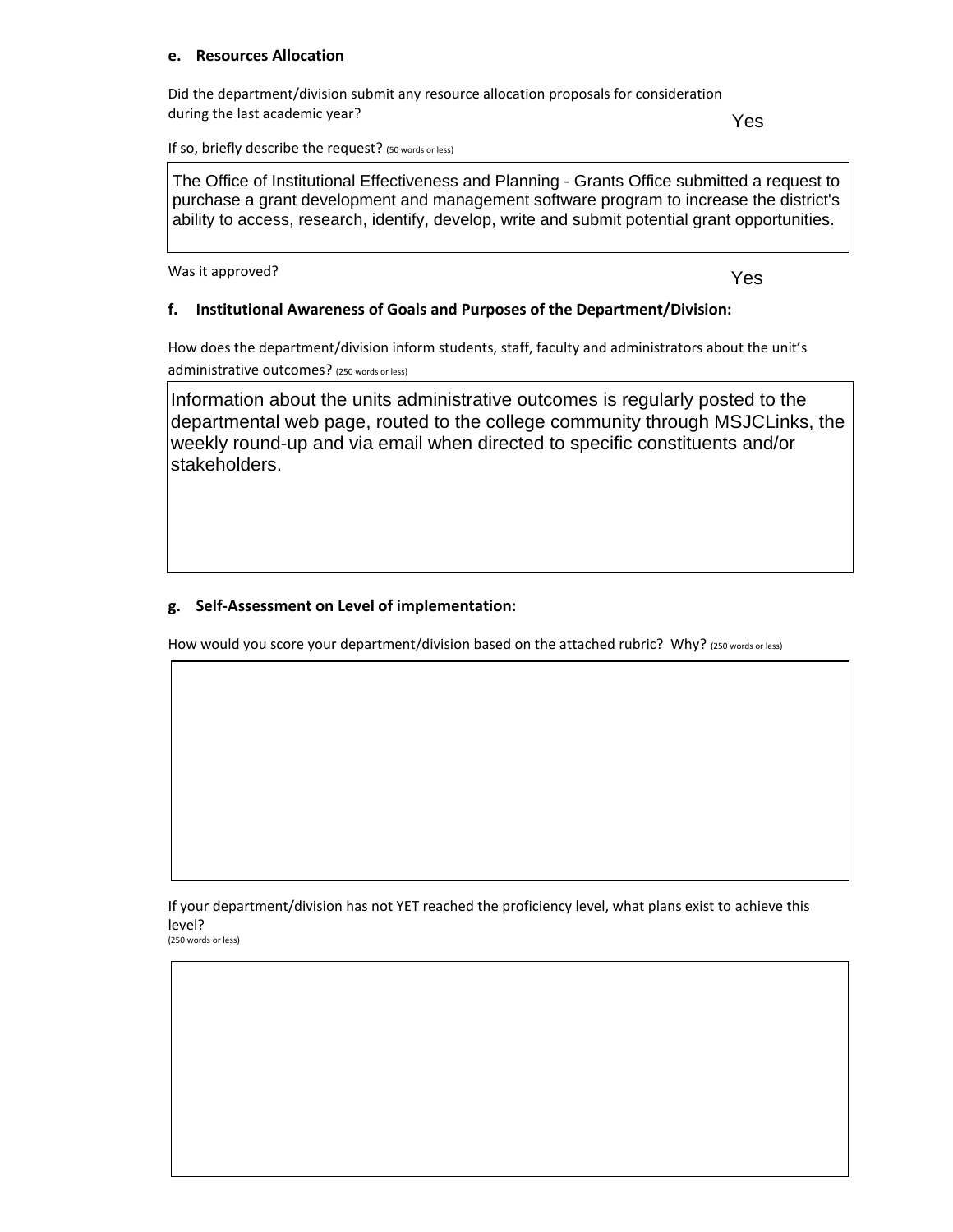**e. Resources Allocation**

Did the department/division submit any resource allocation proposals for consideration during the last academic year?

Yes

If so, briefly describe the request? (50 words or less)

> The Office of Institutional Effectiveness and Planning - Grants Office submitted a request to purchase a grant development and management software program to increase the district's ability to access, research, identify, develop, write and submit potential grant opportunities.

Was it approved?

Yes

**f. Institutional Awareness of Goals and Purposes of the Department/Division:**

How does the department/division inform students, staff, faculty and administrators about the unit's administrative outcomes? (250 words or less)

> Information about the units administrative outcomes is regularly posted to the departmental web page, routed to the college community through MSJCLinks, the weekly round-up and via email when directed to specific constituents and/or stakeholders.

**g. Self-Assessment on Level of implementation:**

How would you score your department/division based on the attached rubric? Why? (250 words or less)

If your department/division has not YET reached the proficiency level, what plans exist to achieve this level?
(250 words or less)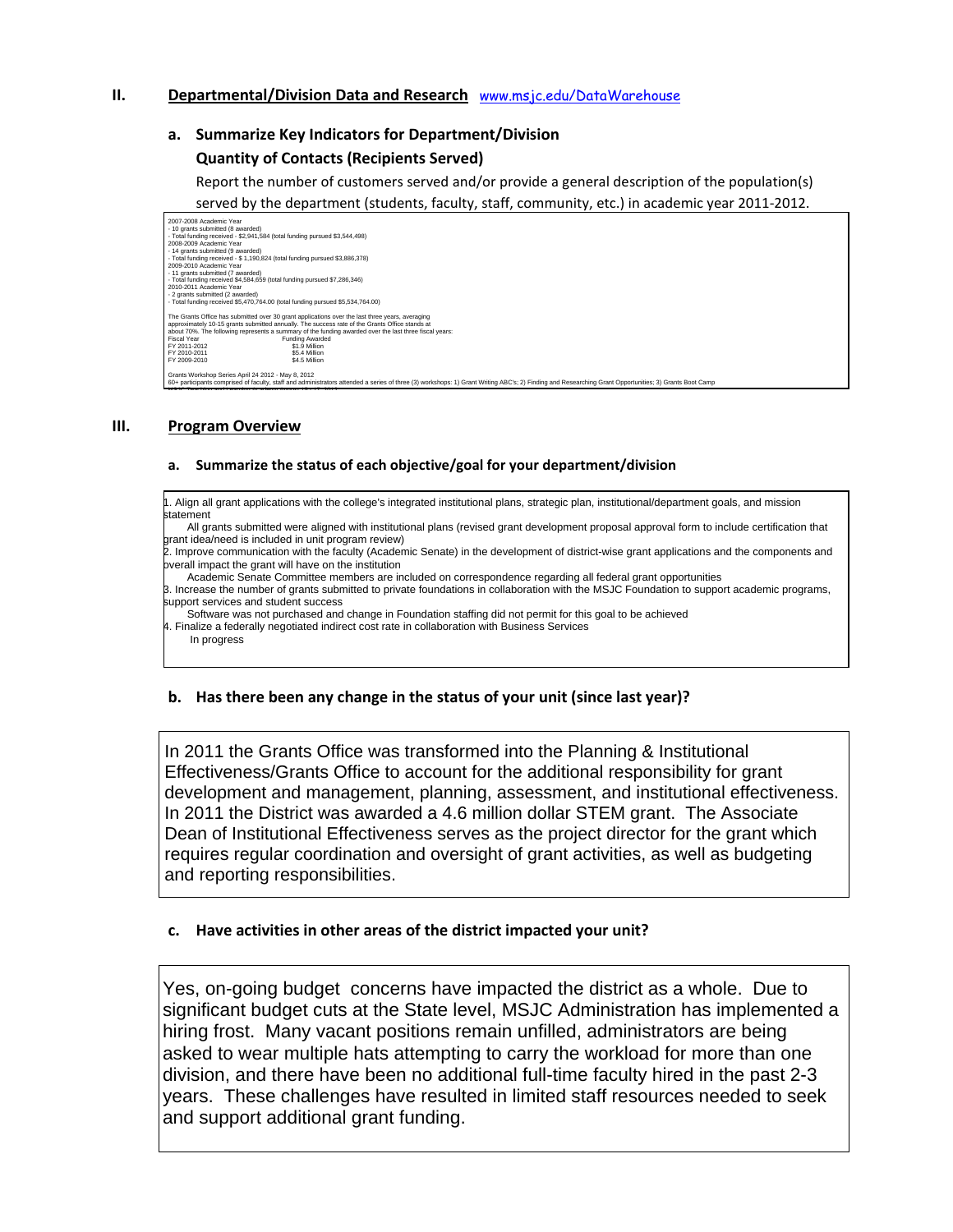## II. Departmental/Division Data and Research www.msjc.edu/DataWarehouse

### a. Summarize Key Indicators for Department/Division

**Quantity of Contacts (Recipients Served)**

Report the number of customers served and/or provide a general description of the population(s) served by the department (students, faculty, staff, community, etc.) in academic year 2011-2012.

2007-2008 Academic Year
- 10 grants submitted (8 awarded)
- Total funding received - $2,941,584 (total funding pursued $3,544,498)

2008-2009 Academic Year
- 14 grants submitted (9 awarded)
- Total funding received - $ 1,190,824 (total funding pursued $3,886,378)

2009-2010 Academic Year
- 11 grants submitted (7 awarded)
- Total funding received $4,584,659 (total funding pursued $7,286,346)

2010-2011 Academic Year
- 2 grants submitted (2 awarded)
- Total funding received $5,470,764.00 (total funding pursued $5,534,764.00)

The Grants Office has submitted over 30 grant applications over the last three years, averaging approximately 10-15 grants submitted annually. The success rate of the Grants Office stands at about 70%. The following represents a summary of the funding awarded over the last three fiscal years:

| Fiscal Year | Funding Awarded |
|---|---|
| FY 2011-2012 | $1.9 Million |
| FY 2010-2011 | $5.4 Million |
| FY 2009-2010 | $4.5 Million |

Grants Workshop Series April 24 2012 - May 8, 2012
60+ participants comprised of faculty, staff and administrators attended a series of three (3) workshops: 1) Grant Writing ABC's; 2) Finding and Researching Grant Opportunities; 3) Grants Boot Camp

## III. Program Overview

### a. Summarize the status of each objective/goal for your department/division

1. Align all grant applications with the college's integrated institutional plans, strategic plan, institutional/department goals, and mission statement
   All grants submitted were aligned with institutional plans (revised grant development proposal approval form to include certification that grant idea/need is included in unit program review)
2. Improve communication with the faculty (Academic Senate) in the development of district-wise grant applications and the components and overall impact the grant will have on the institution
   Academic Senate Committee members are included on correspondence regarding all federal grant opportunities
3. Increase the number of grants submitted to private foundations in collaboration with the MSJC Foundation to support academic programs, support services and student success
   Software was not purchased and change in Foundation staffing did not permit for this goal to be achieved
4. Finalize a federally negotiated indirect cost rate in collaboration with Business Services
   In progress

### b. Has there been any change in the status of your unit (since last year)?

In 2011 the Grants Office was transformed into the Planning & Institutional Effectiveness/Grants Office to account for the additional responsibility for grant development and management, planning, assessment, and institutional effectiveness. In 2011 the District was awarded a 4.6 million dollar STEM grant. The Associate Dean of Institutional Effectiveness serves as the project director for the grant which requires regular coordination and oversight of grant activities, as well as budgeting and reporting responsibilities.

### c. Have activities in other areas of the district impacted your unit?

Yes, on-going budget concerns have impacted the district as a whole. Due to significant budget cuts at the State level, MSJC Administration has implemented a hiring frost. Many vacant positions remain unfilled, administrators are being asked to wear multiple hats attempting to carry the workload for more than one division, and there have been no additional full-time faculty hired in the past 2-3 years. These challenges have resulted in limited staff resources needed to seek and support additional grant funding.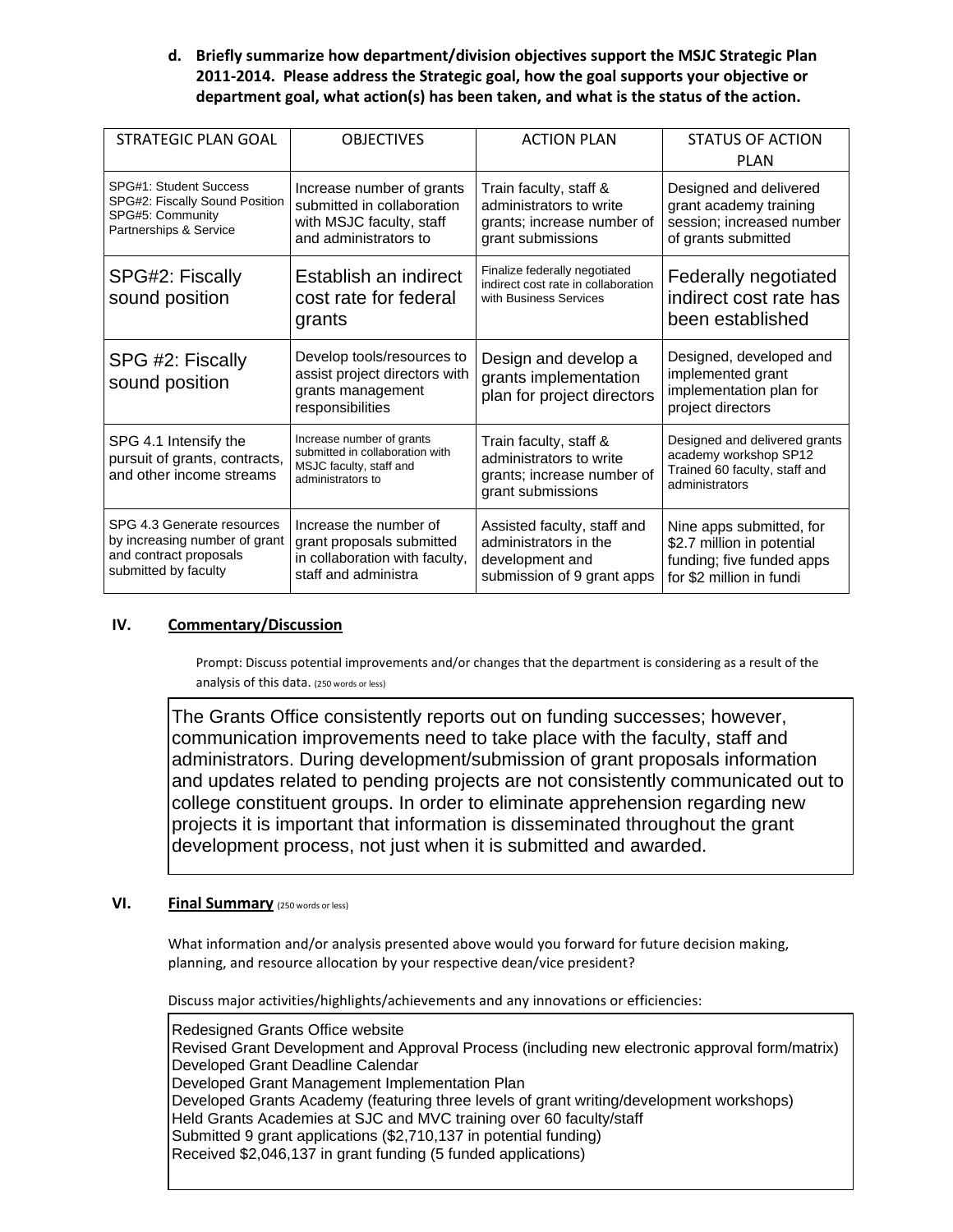**d. Briefly summarize how department/division objectives support the MSJC Strategic Plan 2011-2014. Please address the Strategic goal, how the goal supports your objective or department goal, what action(s) has been taken, and what is the status of the action.**

| STRATEGIC PLAN GOAL | OBJECTIVES | ACTION PLAN | STATUS OF ACTION PLAN |
|---|---|---|---|
| SPG#1: Student Success SPG#2: Fiscally Sound Position SPG#5: Community Partnerships & Service | Increase number of grants submitted in collaboration with MSJC faculty, staff and administrators to | Train faculty, staff & administrators to write grants; increase number of grant submissions | Designed and delivered grant academy training session; increased number of grants submitted |
| SPG#2: Fiscally sound position | Establish an indirect cost rate for federal grants | Finalize federally negotiated indirect cost rate in collaboration with Business Services | Federally negotiated indirect cost rate has been established |
| SPG #2: Fiscally sound position | Develop tools/resources to assist project directors with grants management responsibilities | Design and develop a grants implementation plan for project directors | Designed, developed and implemented grant implementation plan for project directors |
| SPG 4.1 Intensify the pursuit of grants, contracts, and other income streams | Increase number of grants submitted in collaboration with MSJC faculty, staff and administrators to | Train faculty, staff & administrators to write grants; increase number of grant submissions | Designed and delivered grants academy workshop SP12 Trained 60 faculty, staff and administrators |
| SPG 4.3 Generate resources by increasing number of grant and contract proposals submitted by faculty | Increase the number of grant proposals submitted in collaboration with faculty, staff and administra | Assisted faculty, staff and administrators in the development and submission of 9 grant apps | Nine apps submitted, for $2.7 million in potential funding; five funded apps for $2 million in fundi |

## IV. Commentary/Discussion

Prompt: Discuss potential improvements and/or changes that the department is considering as a result of the analysis of this data. (250 words or less)

The Grants Office consistently reports out on funding successes; however, communication improvements need to take place with the faculty, staff and administrators. During development/submission of grant proposals information and updates related to pending projects are not consistently communicated out to college constituent groups. In order to eliminate apprehension regarding new projects it is important that information is disseminated throughout the grant development process, not just when it is submitted and awarded.

## VI. Final Summary (250 words or less)

What information and/or analysis presented above would you forward for future decision making, planning, and resource allocation by your respective dean/vice president?

Discuss major activities/highlights/achievements and any innovations or efficiencies:

Redesigned Grants Office website
Revised Grant Development and Approval Process (including new electronic approval form/matrix)
Developed Grant Deadline Calendar
Developed Grant Management Implementation Plan
Developed Grants Academy (featuring three levels of grant writing/development workshops)
Held Grants Academies at SJC and MVC training over 60 faculty/staff
Submitted 9 grant applications ($2,710,137 in potential funding)
Received $2,046,137 in grant funding (5 funded applications)